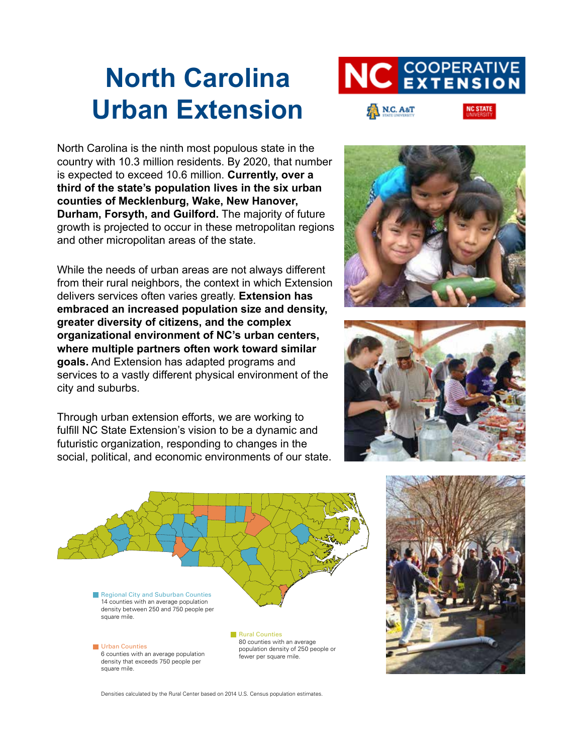# North Carolina Urban Extension

NC COOPERATIVE EXTENSION

N.C. A&T STATE UNIVERSITY    NC STATE UNIVERSITY

North Carolina is the ninth most populous state in the country with 10.3 million residents. By 2020, that number is expected to exceed 10.6 million. **Currently, over a third of the state's population lives in the six urban counties of Mecklenburg, Wake, New Hanover, Durham, Forsyth, and Guilford.** The majority of future growth is projected to occur in these metropolitan regions and other micropolitan areas of the state.

While the needs of urban areas are not always different from their rural neighbors, the context in which Extension delivers services often varies greatly. **Extension has embraced an increased population size and density, greater diversity of citizens, and the complex organizational environment of NC's urban centers, where multiple partners often work toward similar goals.** And Extension has adapted programs and services to a vastly different physical environment of the city and suburbs.

Through urban extension efforts, we are working to fulfill NC State Extension's vision to be a dynamic and futuristic organization, responding to changes in the social, political, and economic environments of our state.

Regional City and Suburban Counties
14 counties with an average population density between 250 and 750 people per square mile.

Urban Counties
6 counties with an average population density that exceeds 750 people per square mile.

Rural Counties
80 counties with an average population density of 250 people or fewer per square mile.

Densities calculated by the Rural Center based on 2014 U.S. Census population estimates.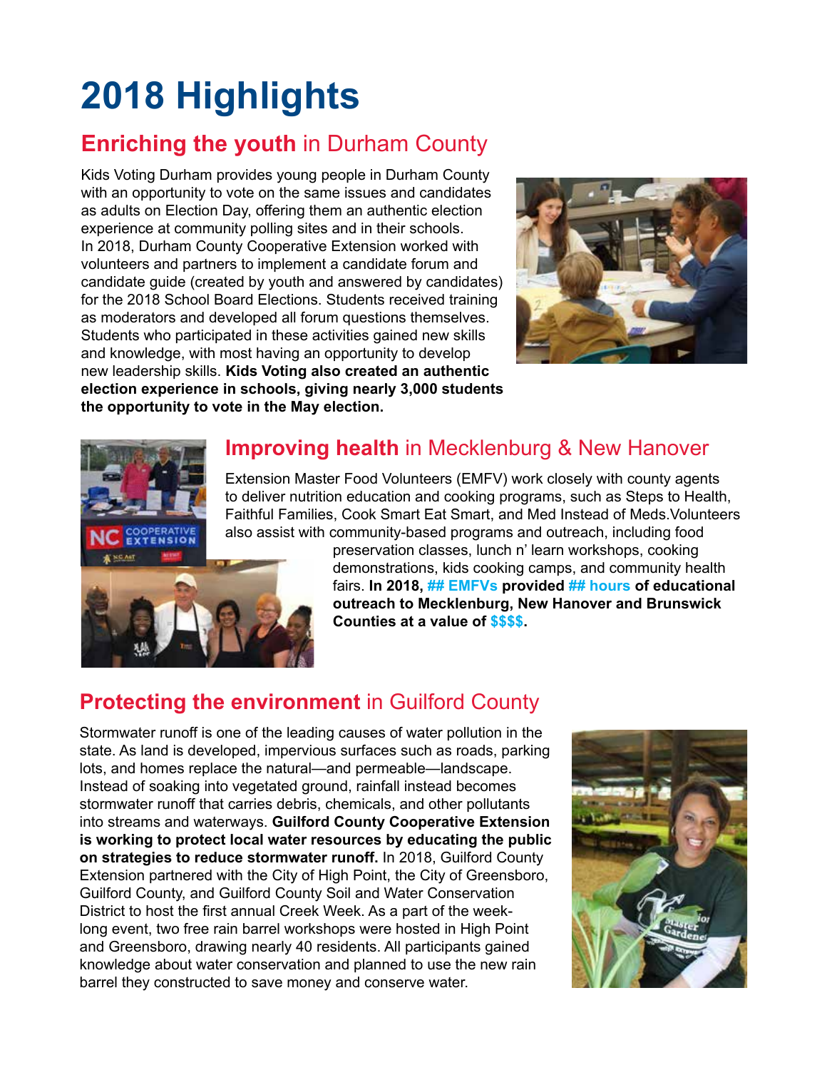# 2018 Highlights

## **Enriching the youth** in Durham County

Kids Voting Durham provides young people in Durham County with an opportunity to vote on the same issues and candidates as adults on Election Day, offering them an authentic election experience at community polling sites and in their schools. In 2018, Durham County Cooperative Extension worked with volunteers and partners to implement a candidate forum and candidate guide (created by youth and answered by candidates) for the 2018 School Board Elections. Students received training as moderators and developed all forum questions themselves. Students who participated in these activities gained new skills and knowledge, with most having an opportunity to develop new leadership skills. **Kids Voting also created an authentic election experience in schools, giving nearly 3,000 students the opportunity to vote in the May election.**

## **Improving health** in Mecklenburg & New Hanover

Extension Master Food Volunteers (EMFV) work closely with county agents to deliver nutrition education and cooking programs, such as Steps to Health, Faithful Families, Cook Smart Eat Smart, and Med Instead of Meds.Volunteers also assist with community-based programs and outreach, including food preservation classes, lunch n' learn workshops, cooking demonstrations, kids cooking camps, and community health fairs. **In 2018, ## EMFVs provided ## hours of educational outreach to Mecklenburg, New Hanover and Brunswick Counties at a value of $$$$.**

## **Protecting the environment** in Guilford County

Stormwater runoff is one of the leading causes of water pollution in the state. As land is developed, impervious surfaces such as roads, parking lots, and homes replace the natural—and permeable—landscape. Instead of soaking into vegetated ground, rainfall instead becomes stormwater runoff that carries debris, chemicals, and other pollutants into streams and waterways. **Guilford County Cooperative Extension is working to protect local water resources by educating the public on strategies to reduce stormwater runoff.** In 2018, Guilford County Extension partnered with the City of High Point, the City of Greensboro, Guilford County, and Guilford County Soil and Water Conservation District to host the first annual Creek Week. As a part of the week-long event, two free rain barrel workshops were hosted in High Point and Greensboro, drawing nearly 40 residents. All participants gained knowledge about water conservation and planned to use the new rain barrel they constructed to save money and conserve water.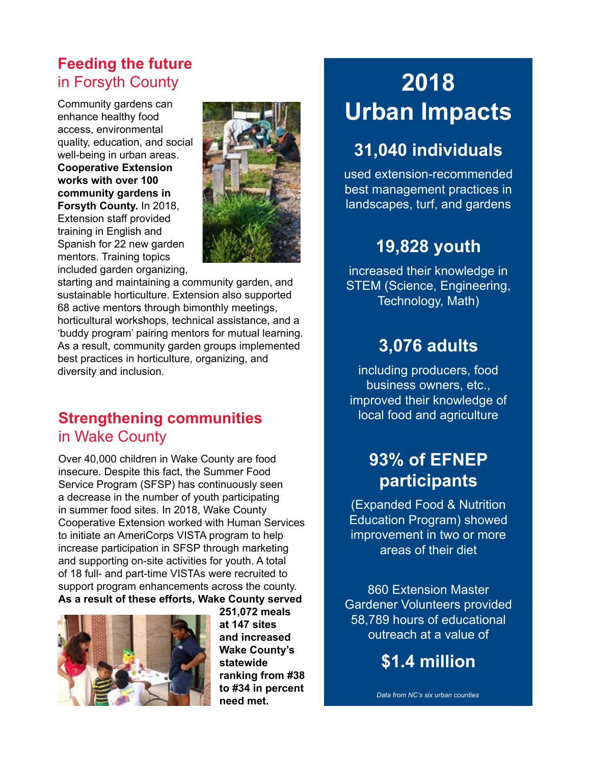## **Feeding the future** in Forsyth County

Community gardens can enhance healthy food access, environmental quality, education, and social well-being in urban areas. **Cooperative Extension works with over 100 community gardens in Forsyth County.** In 2018, Extension staff provided training in English and Spanish for 22 new garden mentors. Training topics included garden organizing, starting and maintaining a community garden, and sustainable horticulture. Extension also supported 68 active mentors through bimonthly meetings, horticultural workshops, technical assistance, and a 'buddy program' pairing mentors for mutual learning. As a result, community garden groups implemented best practices in horticulture, organizing, and diversity and inclusion.

## **Strengthening communities** in Wake County

Over 40,000 children in Wake County are food insecure. Despite this fact, the Summer Food Service Program (SFSP) has continuously seen a decrease in the number of youth participating in summer food sites. In 2018, Wake County Cooperative Extension worked with Human Services to initiate an AmeriCorps VISTA program to help increase participation in SFSP through marketing and supporting on-site activities for youth. A total of 18 full- and part-time VISTAs were recruited to support program enhancements across the county. **As a result of these efforts, Wake County served 251,072 meals at 147 sites and increased Wake County's statewide ranking from #38 to #34 in percent need met.**

# 2018 Urban Impacts

### 31,040 individuals

used extension-recommended best management practices in landscapes, turf, and gardens

### 19,828 youth

increased their knowledge in STEM (Science, Engineering, Technology, Math)

### 3,076 adults

including producers, food business owners, etc., improved their knowledge of local food and agriculture

### 93% of EFNEP participants

(Expanded Food & Nutrition Education Program) showed improvement in two or more areas of their diet

860 Extension Master Gardener Volunteers provided 58,789 hours of educational outreach at a value of

### $1.4 million

*Data from NC's six urban counties*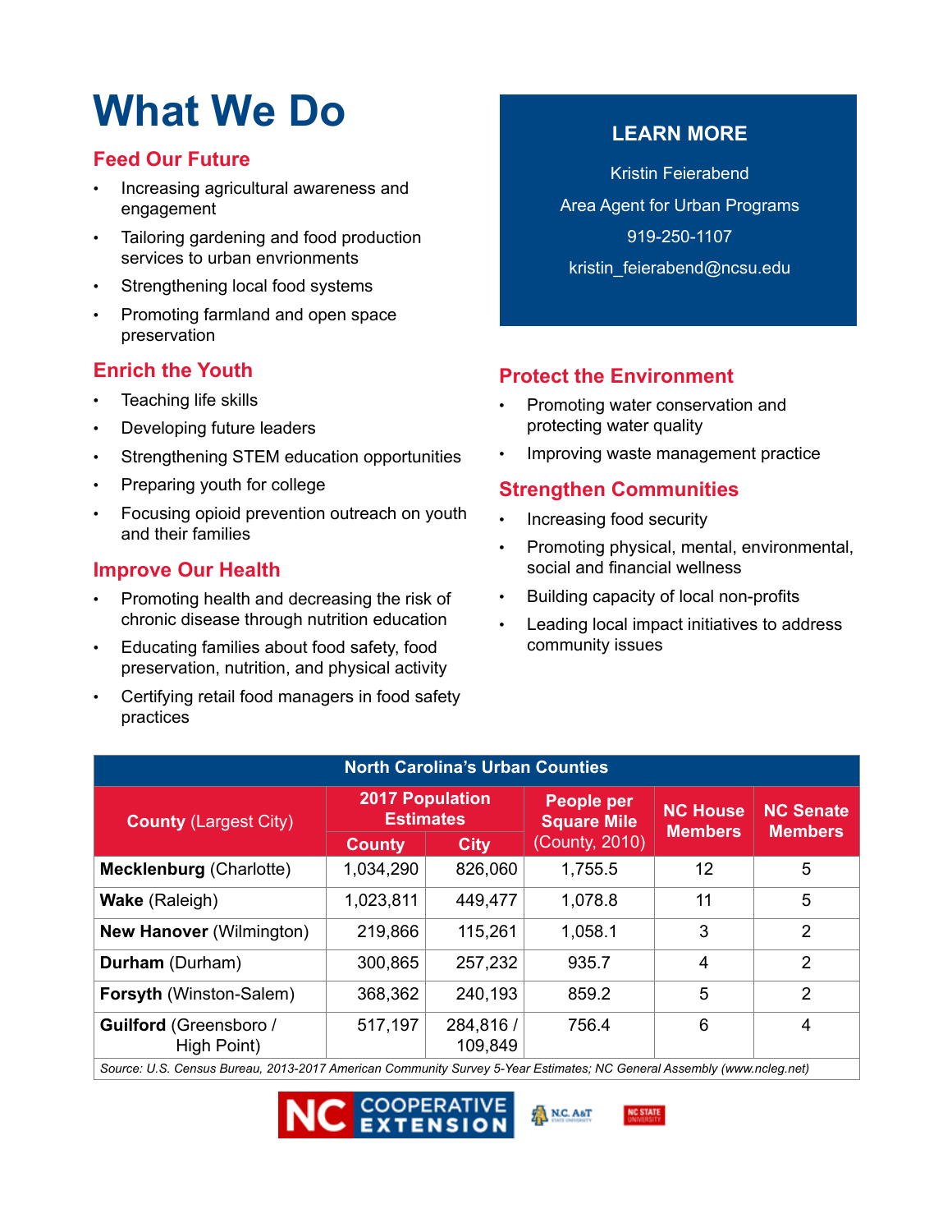# What We Do

## Feed Our Future

- Increasing agricultural awareness and engagement
- Tailoring gardening and food production services to urban envrionments
- Strengthening local food systems
- Promoting farmland and open space preservation

## Enrich the Youth

- Teaching life skills
- Developing future leaders
- Strengthening STEM education opportunities
- Preparing youth for college
- Focusing opioid prevention outreach on youth and their families

## Improve Our Health

- Promoting health and decreasing the risk of chronic disease through nutrition education
- Educating families about food safety, food preservation, nutrition, and physical activity
- Certifying retail food managers in food safety practices

## LEARN MORE

Kristin Feierabend

Area Agent for Urban Programs

919-250-1107

kristin_feierabend@ncsu.edu

## Protect the Environment

- Promoting water conservation and protecting water quality
- Improving waste management practice

## Strengthen Communities

- Increasing food security
- Promoting physical, mental, environmental, social and financial wellness
- Building capacity of local non-profits
- Leading local impact initiatives to address community issues

**North Carolina's Urban Counties**

| **County** (Largest City) | **2017 Population Estimates** | | **People per Square Mile** (County, 2010) | **NC House Members** | **NC Senate Members** |
|---|---|---|---|---|---|
| | **County** | **City** | | | |
| **Mecklenburg** (Charlotte) | 1,034,290 | 826,060 | 1,755.5 | 12 | 5 |
| **Wake** (Raleigh) | 1,023,811 | 449,477 | 1,078.8 | 11 | 5 |
| **New Hanover** (Wilmington) | 219,866 | 115,261 | 1,058.1 | 3 | 2 |
| **Durham** (Durham) | 300,865 | 257,232 | 935.7 | 4 | 2 |
| **Forsyth** (Winston-Salem) | 368,362 | 240,193 | 859.2 | 5 | 2 |
| **Guilford** (Greensboro / High Point) | 517,197 | 284,816 / 109,849 | 756.4 | 6 | 4 |

*Source: U.S. Census Bureau, 2013-2017 American Community Survey 5-Year Estimates; NC General Assembly (www.ncleg.net)*

NC COOPERATIVE EXTENSION